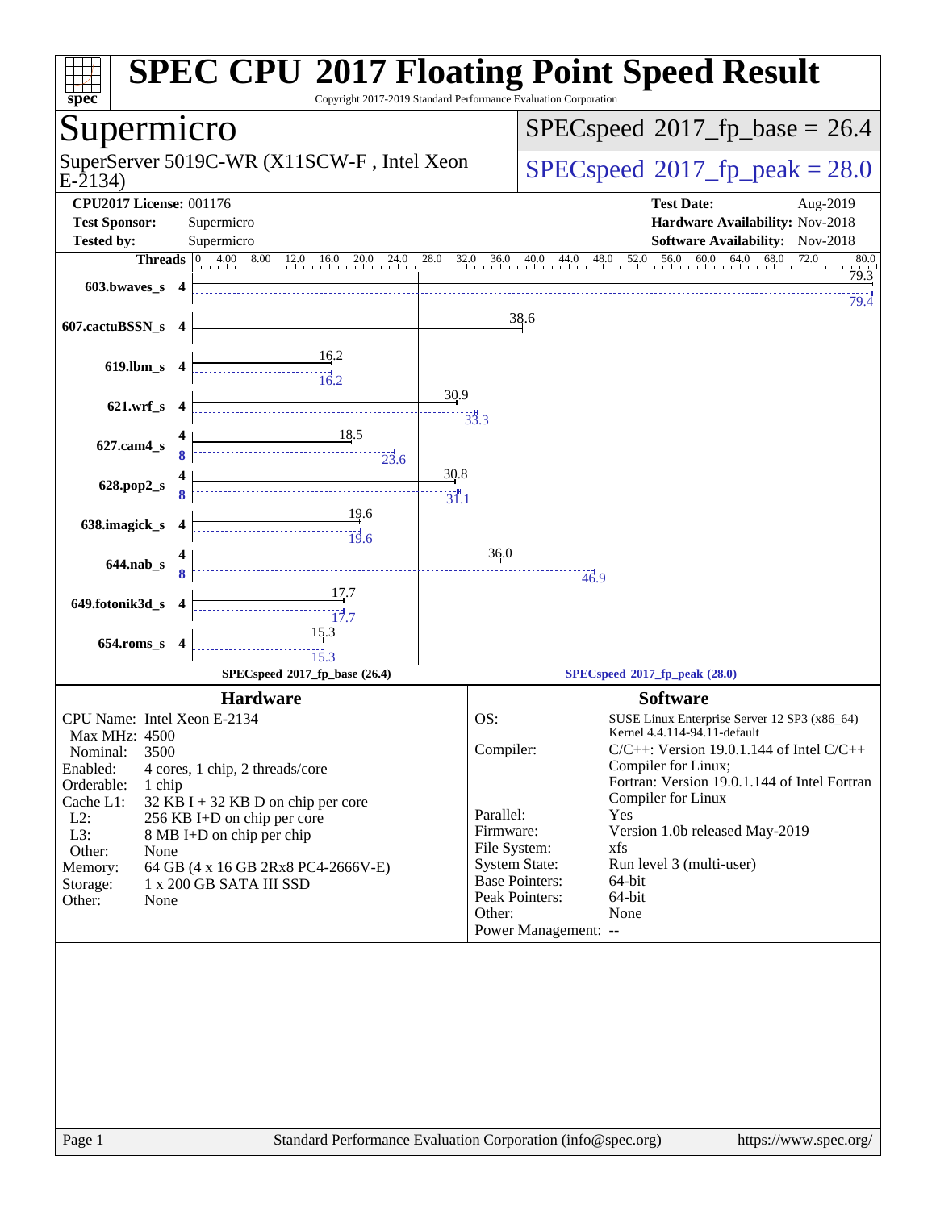# SPEC CPU 2017 Floating Point Speed Result

Copyright 2017-2019 Standard Performance Evaluation Corporation

## Supermicro

SuperServer 5019C-WR (X11SCW-F , Intel Xeon E-2134)

SPECspeed 2017_fp_base = 26.4

SPECspeed 2017_fp_peak = 28.0

**CPU2017 License:** 001176
**Test Sponsor:** Supermicro
**Tested by:** Supermicro

**Test Date:** Aug-2019
**Hardware Availability:** Nov-2018
**Software Availability:** Nov-2018

| Benchmark | Threads | Base | Peak |
|---|---|---|---|
| 603.bwaves_s | 4 | 79.3 | 79.4 |
| 607.cactuBSSN_s | 4 | 38.6 | |
| 619.lbm_s | 4 | 16.2 | 16.2 |
| 621.wrf_s | 4 | 30.9 | 33.3 |
| 627.cam4_s | 4 (base), 8 (peak) | 18.5 | 23.6 |
| 628.pop2_s | 4 (base), 8 (peak) | 30.8 | 31.1 |
| 638.imagick_s | 4 | 19.6 | 19.6 |
| 644.nab_s | 4 (base), 8 (peak) | 36.0 | 46.9 |
| 649.fotonik3d_s | 4 | 17.7 | 17.7 |
| 654.roms_s | 4 | 15.3 | 15.3 |

SPECspeed 2017_fp_base (26.4) — SPECspeed 2017_fp_peak (28.0)

### Hardware

CPU Name: Intel Xeon E-2134
Max MHz: 4500
Nominal: 3500
Enabled: 4 cores, 1 chip, 2 threads/core
Orderable: 1 chip
Cache L1: 32 KB I + 32 KB D on chip per core
L2: 256 KB I+D on chip per core
L3: 8 MB I+D on chip per chip
Other: None
Memory: 64 GB (4 x 16 GB 2Rx8 PC4-2666V-E)
Storage: 1 x 200 GB SATA III SSD
Other: None

### Software

OS: SUSE Linux Enterprise Server 12 SP3 (x86_64) Kernel 4.4.114-94.11-default
Compiler: C/C++: Version 19.0.1.144 of Intel C/C++ Compiler for Linux; Fortran: Version 19.0.1.144 of Intel Fortran Compiler for Linux
Parallel: Yes
Firmware: Version 1.0b released May-2019
File System: xfs
System State: Run level 3 (multi-user)
Base Pointers: 64-bit
Peak Pointers: 64-bit
Other: None
Power Management: --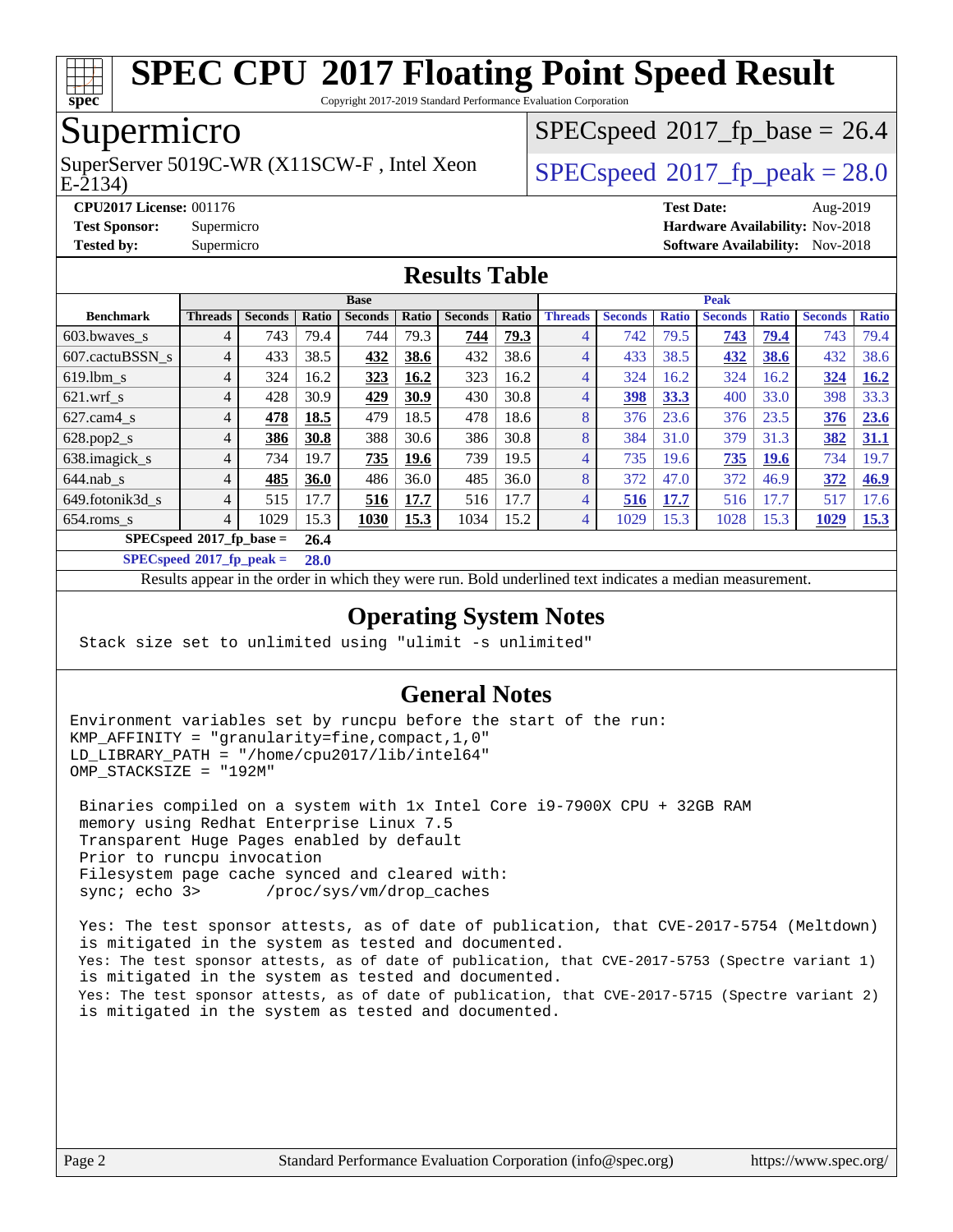# SPEC CPU 2017 Floating Point Speed Result

Copyright 2017-2019 Standard Performance Evaluation Corporation

## Supermicro

SuperServer 5019C-WR (X11SCW-F , Intel Xeon E-2134)

SPECspeed 2017_fp_base = 26.4

SPECspeed 2017_fp_peak = 28.0

**CPU2017 License:** 001176
**Test Sponsor:** Supermicro
**Tested by:** Supermicro

**Test Date:** Aug-2019
**Hardware Availability:** Nov-2018
**Software Availability:** Nov-2018

## Results Table

| | Base | | | | | | | Peak | | | | | | |
|---|---|---|---|---|---|---|---|---|---|---|---|---|---|---|
| **Benchmark** | **Threads** | **Seconds** | **Ratio** | **Seconds** | **Ratio** | **Seconds** | **Ratio** | **Threads** | **Seconds** | **Ratio** | **Seconds** | **Ratio** | **Seconds** | **Ratio** |
| 603.bwaves_s | 4 | 743 | 79.4 | 744 | 79.3 | **744** | **79.3** | 4 | 742 | 79.5 | **743** | **79.4** | 743 | 79.4 |
| 607.cactuBSSN_s | 4 | 433 | 38.5 | **432** | **38.6** | 432 | 38.6 | 4 | 433 | 38.5 | **432** | **38.6** | 432 | 38.6 |
| 619.lbm_s | 4 | 324 | 16.2 | **323** | **16.2** | 323 | 16.2 | 4 | 324 | 16.2 | 324 | 16.2 | **324** | **16.2** |
| 621.wrf_s | 4 | 428 | 30.9 | **429** | **30.9** | 430 | 30.8 | 4 | **398** | **33.3** | 400 | 33.0 | 398 | 33.3 |
| 627.cam4_s | 4 | **478** | **18.5** | 479 | 18.5 | 478 | 18.6 | 8 | 376 | 23.6 | 376 | 23.5 | **376** | **23.6** |
| 628.pop2_s | 4 | **386** | **30.8** | 388 | 30.6 | 386 | 30.8 | 8 | 384 | 31.0 | 379 | 31.3 | **382** | **31.1** |
| 638.imagick_s | 4 | 734 | 19.7 | **735** | **19.6** | 739 | 19.5 | 4 | 735 | 19.6 | **735** | **19.6** | 734 | 19.7 |
| 644.nab_s | 4 | **485** | **36.0** | 486 | 36.0 | 485 | 36.0 | 8 | 372 | 47.0 | 372 | 46.9 | **372** | **46.9** |
| 649.fotonik3d_s | 4 | 515 | 17.7 | **516** | **17.7** | 516 | 17.7 | 4 | **516** | **17.7** | 516 | 17.7 | 517 | 17.6 |
| 654.roms_s | 4 | 1029 | 15.3 | **1030** | **15.3** | 1034 | 15.2 | 4 | 1029 | 15.3 | 1028 | 15.3 | **1029** | **15.3** |

**SPECspeed 2017_fp_base = 26.4**

**SPECspeed 2017_fp_peak = 28.0**

Results appear in the order in which they were run. Bold underlined text indicates a median measurement.

## Operating System Notes

```
Stack size set to unlimited using "ulimit -s unlimited"
```

## General Notes

```
Environment variables set by runcpu before the start of the run:
KMP_AFFINITY = "granularity=fine,compact,1,0"
LD_LIBRARY_PATH = "/home/cpu2017/lib/intel64"
OMP_STACKSIZE = "192M"

 Binaries compiled on a system with 1x Intel Core i9-7900X CPU + 32GB RAM
 memory using Redhat Enterprise Linux 7.5
 Transparent Huge Pages enabled by default
 Prior to runcpu invocation
 Filesystem page cache synced and cleared with:
 sync; echo 3>       /proc/sys/vm/drop_caches

 Yes: The test sponsor attests, as of date of publication, that CVE-2017-5754 (Meltdown)
 is mitigated in the system as tested and documented.
 Yes: The test sponsor attests, as of date of publication, that CVE-2017-5753 (Spectre variant 1)
 is mitigated in the system as tested and documented.
 Yes: The test sponsor attests, as of date of publication, that CVE-2017-5715 (Spectre variant 2)
 is mitigated in the system as tested and documented.
```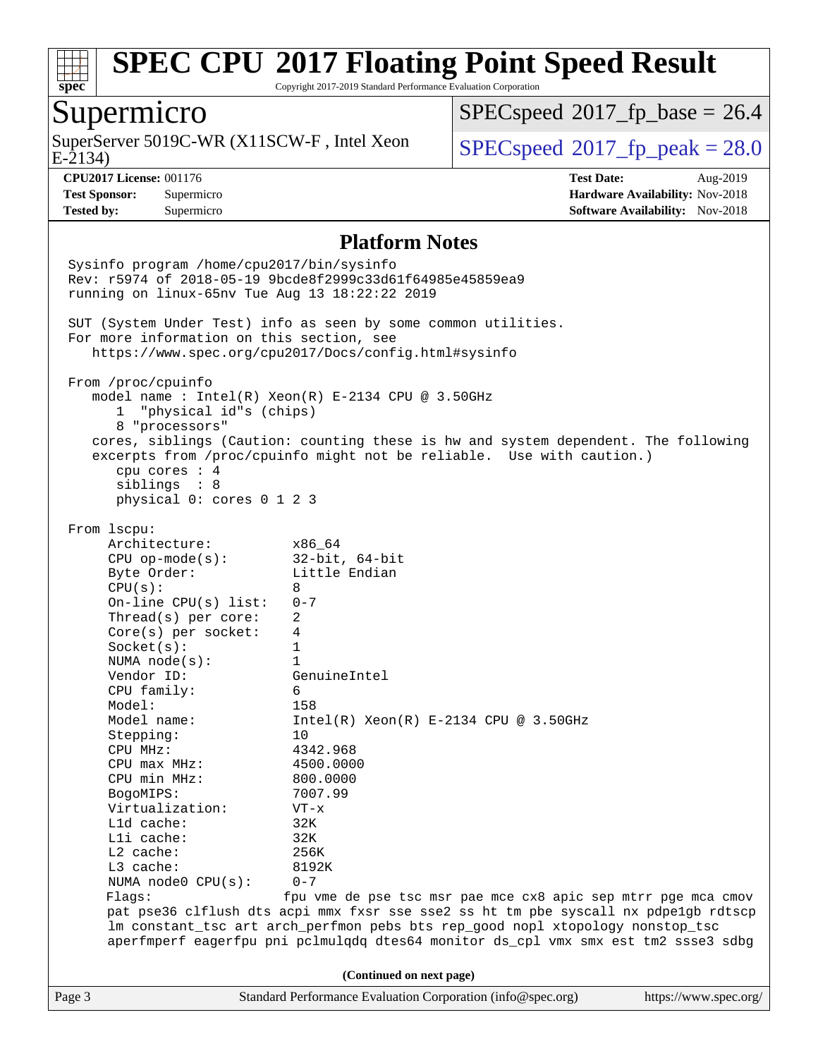# SPEC CPU 2017 Floating Point Speed Result

Copyright 2017-2019 Standard Performance Evaluation Corporation

## Supermicro

SuperServer 5019C-WR (X11SCW-F , Intel Xeon E-2134)

SPECspeed 2017_fp_base = 26.4

SPECspeed 2017_fp_peak = 28.0

**CPU2017 License:** 001176
**Test Sponsor:** Supermicro
**Tested by:** Supermicro

**Test Date:** Aug-2019
**Hardware Availability:** Nov-2018
**Software Availability:** Nov-2018

### Platform Notes

```
Sysinfo program /home/cpu2017/bin/sysinfo
Rev: r5974 of 2018-05-19 9bcde8f2999c33d61f64985e45859ea9
running on linux-65nv Tue Aug 13 18:22:22 2019

SUT (System Under Test) info as seen by some common utilities.
For more information on this section, see
   https://www.spec.org/cpu2017/Docs/config.html#sysinfo

From /proc/cpuinfo
   model name : Intel(R) Xeon(R) E-2134 CPU @ 3.50GHz
      1  "physical id"s (chips)
      8 "processors"
   cores, siblings (Caution: counting these is hw and system dependent. The following
   excerpts from /proc/cpuinfo might not be reliable.  Use with caution.)
      cpu cores : 4
      siblings  : 8
      physical 0: cores 0 1 2 3

From lscpu:
     Architecture:          x86_64
     CPU op-mode(s):        32-bit, 64-bit
     Byte Order:            Little Endian
     CPU(s):                8
     On-line CPU(s) list:   0-7
     Thread(s) per core:    2
     Core(s) per socket:    4
     Socket(s):             1
     NUMA node(s):          1
     Vendor ID:             GenuineIntel
     CPU family:            6
     Model:                 158
     Model name:            Intel(R) Xeon(R) E-2134 CPU @ 3.50GHz
     Stepping:              10
     CPU MHz:               4342.968
     CPU max MHz:           4500.0000
     CPU min MHz:           800.0000
     BogoMIPS:              7007.99
     Virtualization:        VT-x
     L1d cache:             32K
     L1i cache:             32K
     L2 cache:              256K
     L3 cache:              8192K
     NUMA node0 CPU(s):     0-7
     Flags:                fpu vme de pse tsc msr pae mce cx8 apic sep mtrr pge mca cmov
     pat pse36 clflush dts acpi mmx fxsr sse sse2 ss ht tm pbe syscall nx pdpe1gb rdtscp
     lm constant_tsc art arch_perfmon pebs bts rep_good nopl xtopology nonstop_tsc
     aperfmperf eagerfpu pni pclmulqdq dtes64 monitor ds_cpl vmx smx est tm2 ssse3 sdbg
```

(Continued on next page)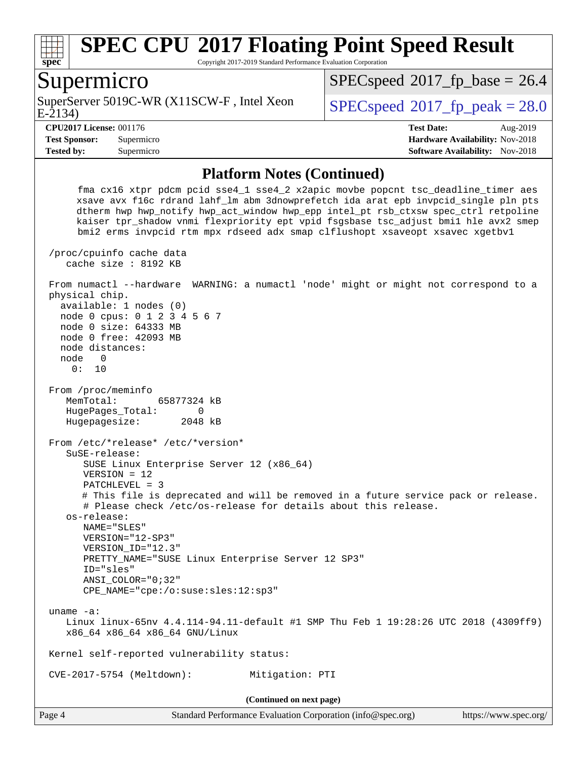## Platform Notes (Continued)

```
     fma cx16 xtpr pdcm pcid sse4_1 sse4_2 x2apic movbe popcnt tsc_deadline_timer aes
     xsave avx f16c rdrand lahf_lm abm 3dnowprefetch ida arat epb invpcid_single pln pts
     dtherm hwp hwp_notify hwp_act_window hwp_epp intel_pt rsb_ctxsw spec_ctrl retpoline
     kaiser tpr_shadow vnmi flexpriority ept vpid fsgsbase tsc_adjust bmi1 hle avx2 smep
     bmi2 erms invpcid rtm mpx rdseed adx smap clflushopt xsaveopt xsavec xgetbv1

 /proc/cpuinfo cache data
    cache size : 8192 KB

 From numactl --hardware  WARNING: a numactl 'node' might or might not correspond to a
 physical chip.
   available: 1 nodes (0)
   node 0 cpus: 0 1 2 3 4 5 6 7
   node 0 size: 64333 MB
   node 0 free: 42093 MB
   node distances:
   node   0
     0:  10

 From /proc/meminfo
    MemTotal:       65877324 kB
    HugePages_Total:       0
    Hugepagesize:       2048 kB

 From /etc/*release* /etc/*version*
    SuSE-release:
       SUSE Linux Enterprise Server 12 (x86_64)
       VERSION = 12
       PATCHLEVEL = 3
       # This file is deprecated and will be removed in a future service pack or release.
       # Please check /etc/os-release for details about this release.
    os-release:
       NAME="SLES"
       VERSION="12-SP3"
       VERSION_ID="12.3"
       PRETTY_NAME="SUSE Linux Enterprise Server 12 SP3"
       ID="sles"
       ANSI_COLOR="0;32"
       CPE_NAME="cpe:/o:suse:sles:12:sp3"

 uname -a:
    Linux linux-65nv 4.4.114-94.11-default #1 SMP Thu Feb 1 19:28:26 UTC 2018 (4309ff9)
    x86_64 x86_64 x86_64 GNU/Linux

 Kernel self-reported vulnerability status:

 CVE-2017-5754 (Meltdown):          Mitigation: PTI
```

(Continued on next page)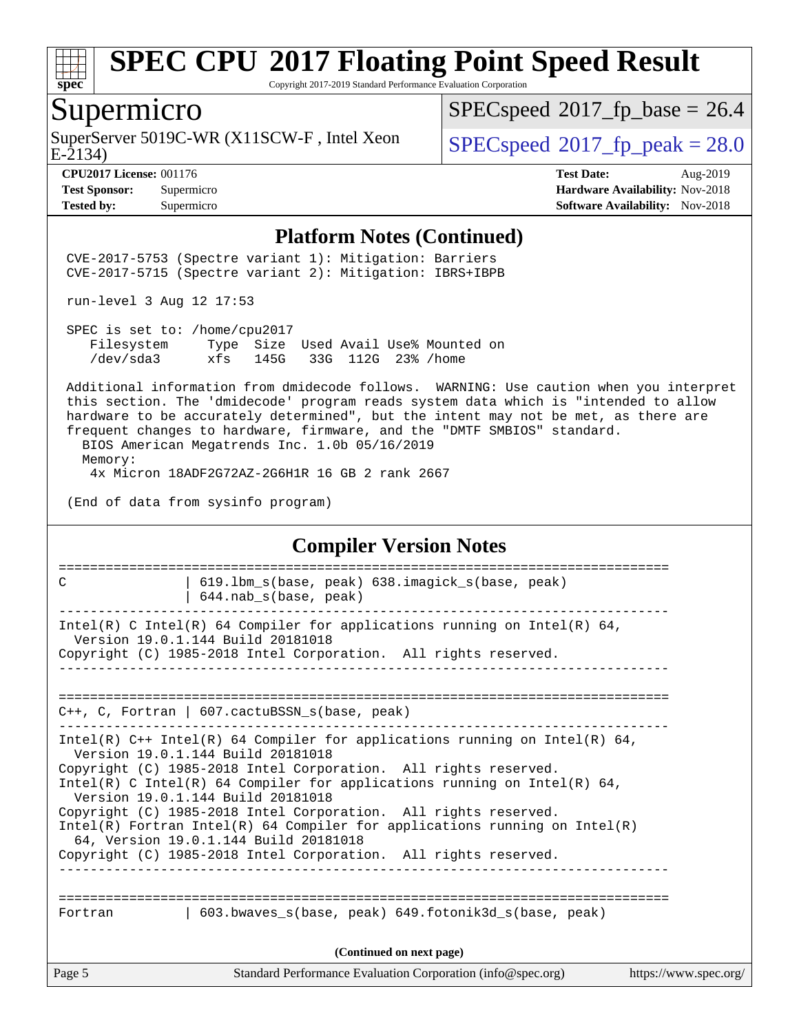## Platform Notes (Continued)

```
CVE-2017-5753 (Spectre variant 1): Mitigation: Barriers
CVE-2017-5715 (Spectre variant 2): Mitigation: IBRS+IBPB

run-level 3 Aug 12 17:53

SPEC is set to: /home/cpu2017
   Filesystem     Type  Size  Used Avail Use% Mounted on
   /dev/sda3      xfs   145G   33G  112G  23% /home

Additional information from dmidecode follows.  WARNING: Use caution when you interpret
this section. The 'dmidecode' program reads system data which is "intended to allow
hardware to be accurately determined", but the intent may not be met, as there are
frequent changes to hardware, firmware, and the "DMTF SMBIOS" standard.
  BIOS American Megatrends Inc. 1.0b 05/16/2019
  Memory:
    4x Micron 18ADF2G72AZ-2G6H1R 16 GB 2 rank 2667

(End of data from sysinfo program)
```

## Compiler Version Notes

```
==============================================================================
C               | 619.lbm_s(base, peak) 638.imagick_s(base, peak)
                | 644.nab_s(base, peak)
------------------------------------------------------------------------------
Intel(R) C Intel(R) 64 Compiler for applications running on Intel(R) 64,
  Version 19.0.1.144 Build 20181018
Copyright (C) 1985-2018 Intel Corporation.  All rights reserved.
------------------------------------------------------------------------------

==============================================================================
C++, C, Fortran | 607.cactuBSSN_s(base, peak)
------------------------------------------------------------------------------
Intel(R) C++ Intel(R) 64 Compiler for applications running on Intel(R) 64,
  Version 19.0.1.144 Build 20181018
Copyright (C) 1985-2018 Intel Corporation.  All rights reserved.
Intel(R) C Intel(R) 64 Compiler for applications running on Intel(R) 64,
  Version 19.0.1.144 Build 20181018
Copyright (C) 1985-2018 Intel Corporation.  All rights reserved.
Intel(R) Fortran Intel(R) 64 Compiler for applications running on Intel(R)
  64, Version 19.0.1.144 Build 20181018
Copyright (C) 1985-2018 Intel Corporation.  All rights reserved.
------------------------------------------------------------------------------

==============================================================================
Fortran         | 603.bwaves_s(base, peak) 649.fotonik3d_s(base, peak)
```

(Continued on next page)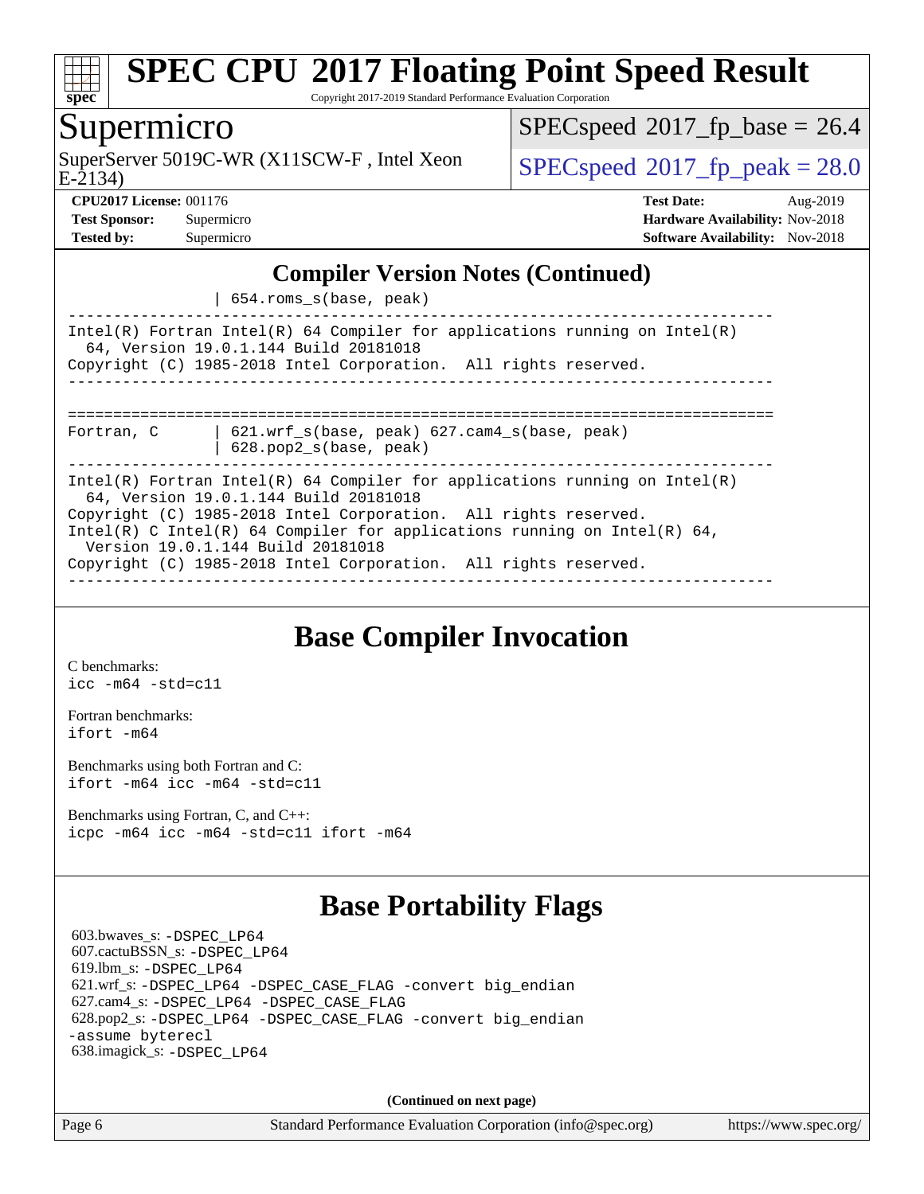## Compiler Version Notes (Continued)

```
                  | 654.roms_s(base, peak)
------------------------------------------------------------------------------
Intel(R) Fortran Intel(R) 64 Compiler for applications running on Intel(R)
  64, Version 19.0.1.144 Build 20181018
Copyright (C) 1985-2018 Intel Corporation.  All rights reserved.
------------------------------------------------------------------------------

==============================================================================
Fortran, C        | 621.wrf_s(base, peak) 627.cam4_s(base, peak)
                  | 628.pop2_s(base, peak)
------------------------------------------------------------------------------
Intel(R) Fortran Intel(R) 64 Compiler for applications running on Intel(R)
  64, Version 19.0.1.144 Build 20181018
Copyright (C) 1985-2018 Intel Corporation.  All rights reserved.
Intel(R) C Intel(R) 64 Compiler for applications running on Intel(R) 64,
  Version 19.0.1.144 Build 20181018
Copyright (C) 1985-2018 Intel Corporation.  All rights reserved.
------------------------------------------------------------------------------
```

## Base Compiler Invocation

C benchmarks:
`icc -m64 -std=c11`

Fortran benchmarks:
`ifort -m64`

Benchmarks using both Fortran and C:
`ifort -m64 icc -m64 -std=c11`

Benchmarks using Fortran, C, and C++:
`icpc -m64 icc -m64 -std=c11 ifort -m64`

## Base Portability Flags

603.bwaves_s: `-DSPEC_LP64`
607.cactuBSSN_s: `-DSPEC_LP64`
619.lbm_s: `-DSPEC_LP64`
621.wrf_s: `-DSPEC_LP64 -DSPEC_CASE_FLAG -convert big_endian`
627.cam4_s: `-DSPEC_LP64 -DSPEC_CASE_FLAG`
628.pop2_s: `-DSPEC_LP64 -DSPEC_CASE_FLAG -convert big_endian -assume byterecl`
638.imagick_s: `-DSPEC_LP64`

**(Continued on next page)**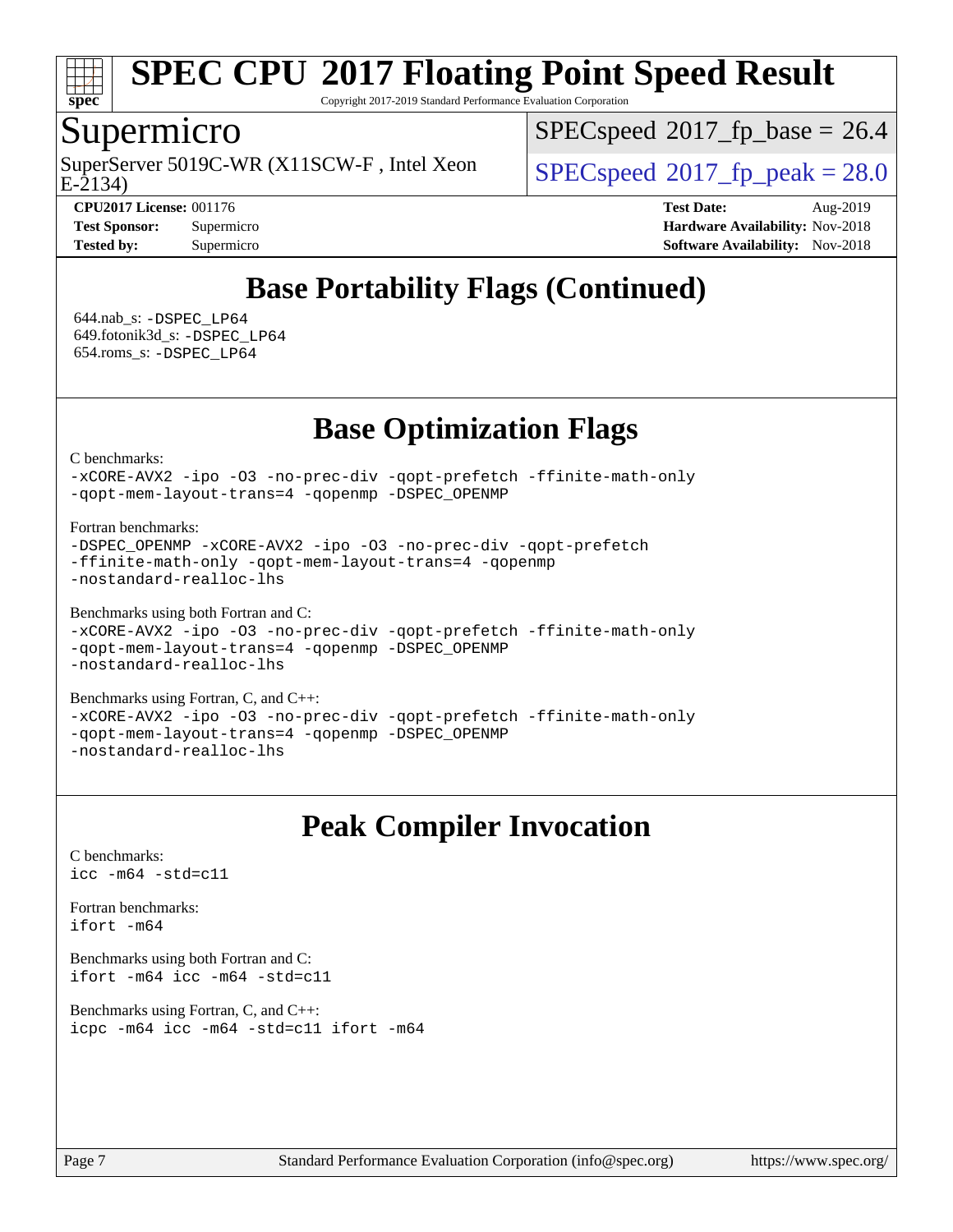## Base Portability Flags (Continued)

644.nab_s: -DSPEC_LP64
649.fotonik3d_s: -DSPEC_LP64
654.roms_s: -DSPEC_LP64

## Base Optimization Flags

C benchmarks:
```
-xCORE-AVX2 -ipo -O3 -no-prec-div -qopt-prefetch -ffinite-math-only
-qopt-mem-layout-trans=4 -qopenmp -DSPEC_OPENMP
```

Fortran benchmarks:
```
-DSPEC_OPENMP -xCORE-AVX2 -ipo -O3 -no-prec-div -qopt-prefetch
-ffinite-math-only -qopt-mem-layout-trans=4 -qopenmp
-nostandard-realloc-lhs
```

Benchmarks using both Fortran and C:
```
-xCORE-AVX2 -ipo -O3 -no-prec-div -qopt-prefetch -ffinite-math-only
-qopt-mem-layout-trans=4 -qopenmp -DSPEC_OPENMP
-nostandard-realloc-lhs
```

Benchmarks using Fortran, C, and C++:
```
-xCORE-AVX2 -ipo -O3 -no-prec-div -qopt-prefetch -ffinite-math-only
-qopt-mem-layout-trans=4 -qopenmp -DSPEC_OPENMP
-nostandard-realloc-lhs
```

## Peak Compiler Invocation

C benchmarks:
```
icc -m64 -std=c11
```

Fortran benchmarks:
```
ifort -m64
```

Benchmarks using both Fortran and C:
```
ifort -m64 icc -m64 -std=c11
```

Benchmarks using Fortran, C, and C++:
```
icpc -m64 icc -m64 -std=c11 ifort -m64
```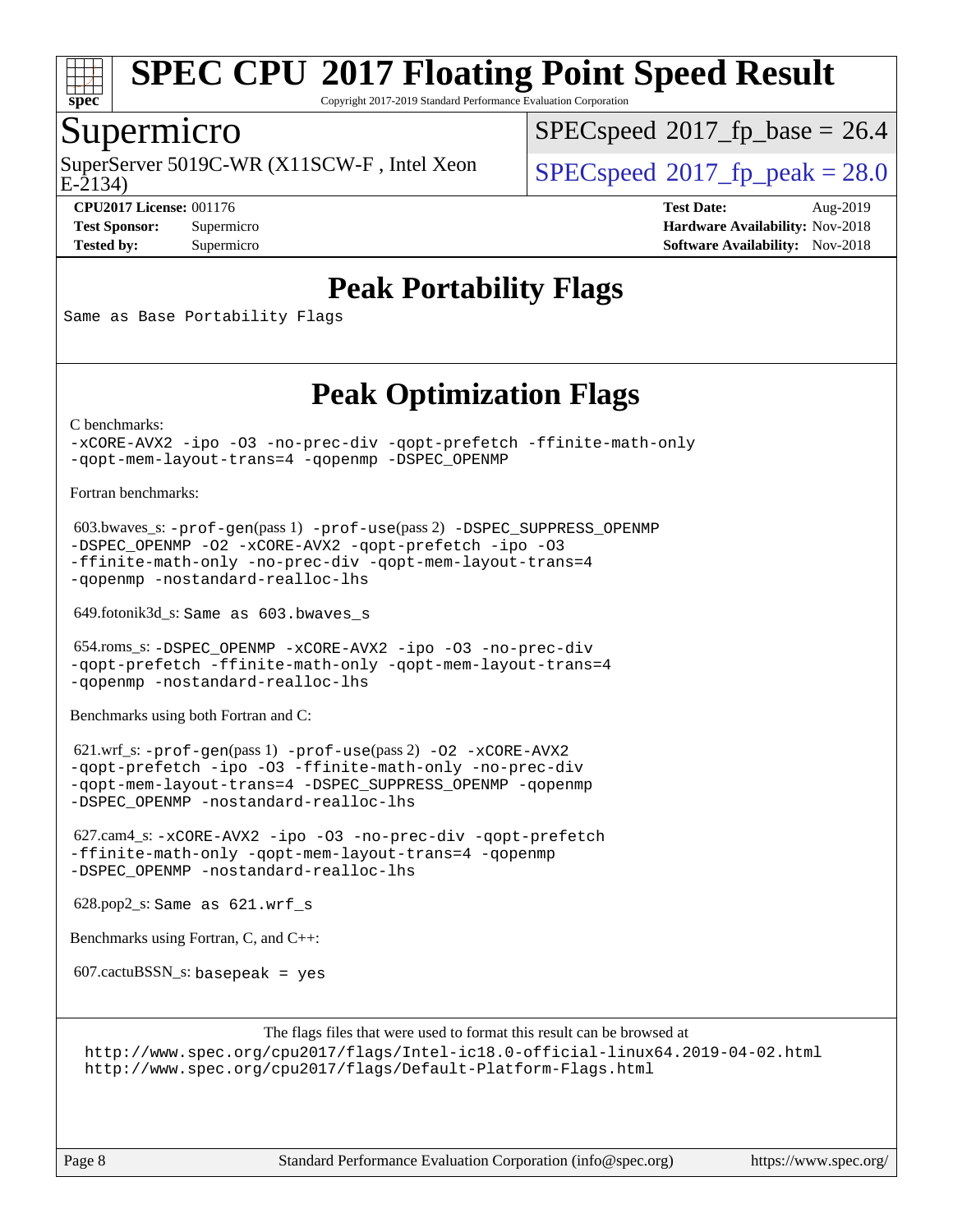# Peak Portability Flags

Same as Base Portability Flags

# Peak Optimization Flags

C benchmarks:

-xCORE-AVX2 -ipo -O3 -no-prec-div -qopt-prefetch -ffinite-math-only -qopt-mem-layout-trans=4 -qopenmp -DSPEC_OPENMP

Fortran benchmarks:

603.bwaves_s: -prof-gen(pass 1) -prof-use(pass 2) -DSPEC_SUPPRESS_OPENMP -DSPEC_OPENMP -O2 -xCORE-AVX2 -qopt-prefetch -ipo -O3 -ffinite-math-only -no-prec-div -qopt-mem-layout-trans=4 -qopenmp -nostandard-realloc-lhs

649.fotonik3d_s: Same as 603.bwaves_s

654.roms_s: -DSPEC_OPENMP -xCORE-AVX2 -ipo -O3 -no-prec-div -qopt-prefetch -ffinite-math-only -qopt-mem-layout-trans=4 -qopenmp -nostandard-realloc-lhs

Benchmarks using both Fortran and C:

621.wrf_s: -prof-gen(pass 1) -prof-use(pass 2) -O2 -xCORE-AVX2 -qopt-prefetch -ipo -O3 -ffinite-math-only -no-prec-div -qopt-mem-layout-trans=4 -DSPEC_SUPPRESS_OPENMP -qopenmp -DSPEC_OPENMP -nostandard-realloc-lhs

627.cam4_s: -xCORE-AVX2 -ipo -O3 -no-prec-div -qopt-prefetch -ffinite-math-only -qopt-mem-layout-trans=4 -qopenmp -DSPEC_OPENMP -nostandard-realloc-lhs

628.pop2_s: Same as 621.wrf_s

Benchmarks using Fortran, C, and C++:

607.cactuBSSN_s: basepeak = yes

The flags files that were used to format this result can be browsed at
http://www.spec.org/cpu2017/flags/Intel-ic18.0-official-linux64.2019-04-02.html
http://www.spec.org/cpu2017/flags/Default-Platform-Flags.html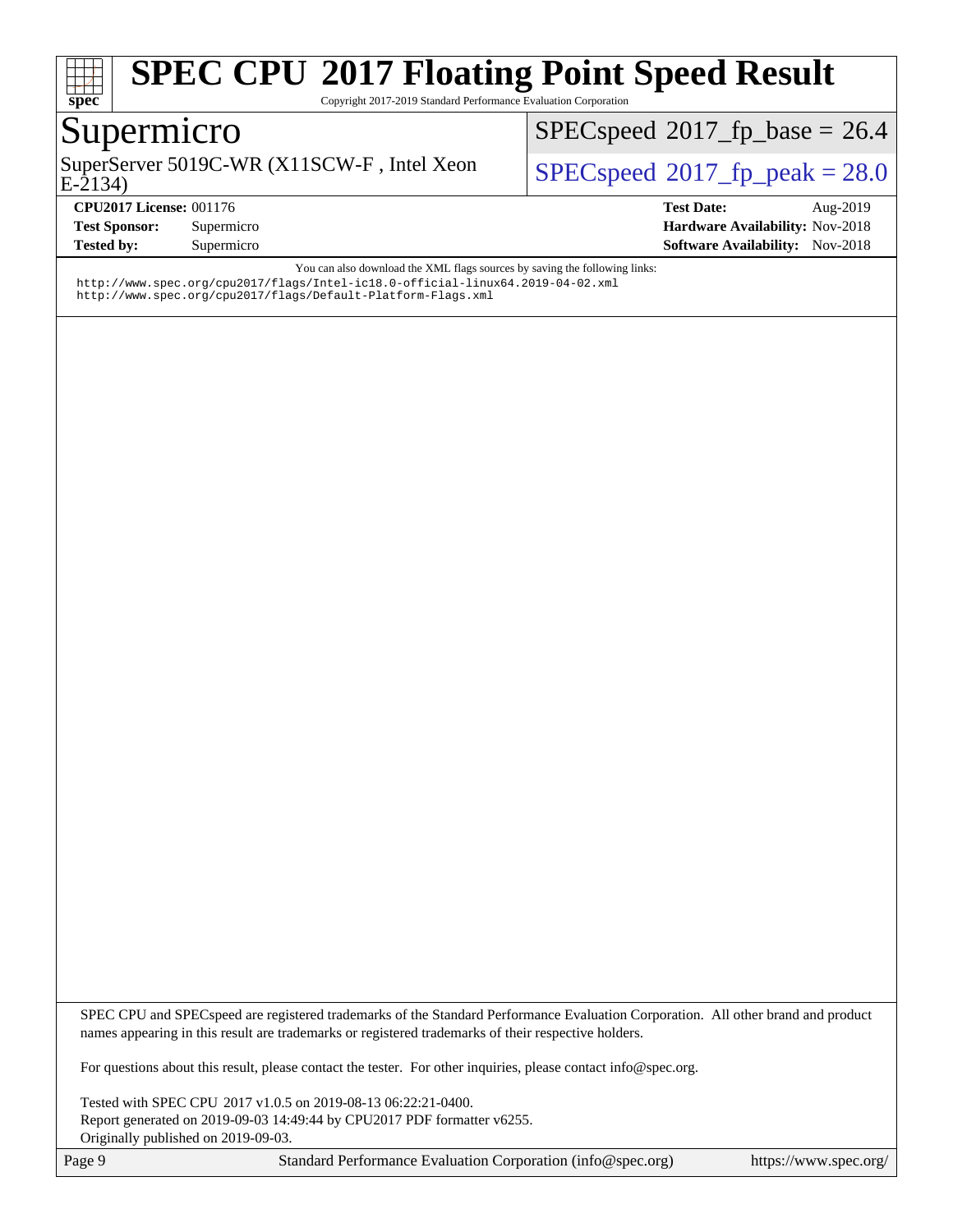# SPEC CPU 2017 Floating Point Speed Result

Copyright 2017-2019 Standard Performance Evaluation Corporation

## Supermicro

SuperServer 5019C-WR (X11SCW-F , Intel Xeon E-2134)

SPECspeed 2017_fp_base = 26.4

SPECspeed 2017_fp_peak = 28.0

**CPU2017 License:** 001176
**Test Sponsor:** Supermicro
**Tested by:** Supermicro

**Test Date:** Aug-2019
**Hardware Availability:** Nov-2018
**Software Availability:** Nov-2018

You can also download the XML flags sources by saving the following links:

http://www.spec.org/cpu2017/flags/Intel-ic18.0-official-linux64.2019-04-02.xml
http://www.spec.org/cpu2017/flags/Default-Platform-Flags.xml

SPEC CPU and SPECspeed are registered trademarks of the Standard Performance Evaluation Corporation. All other brand and product names appearing in this result are trademarks or registered trademarks of their respective holders.

For questions about this result, please contact the tester. For other inquiries, please contact info@spec.org.

Tested with SPEC CPU 2017 v1.0.5 on 2019-08-13 06:22:21-0400.
Report generated on 2019-09-03 14:49:44 by CPU2017 PDF formatter v6255.
Originally published on 2019-09-03.

Standard Performance Evaluation Corporation (info@spec.org) https://www.spec.org/